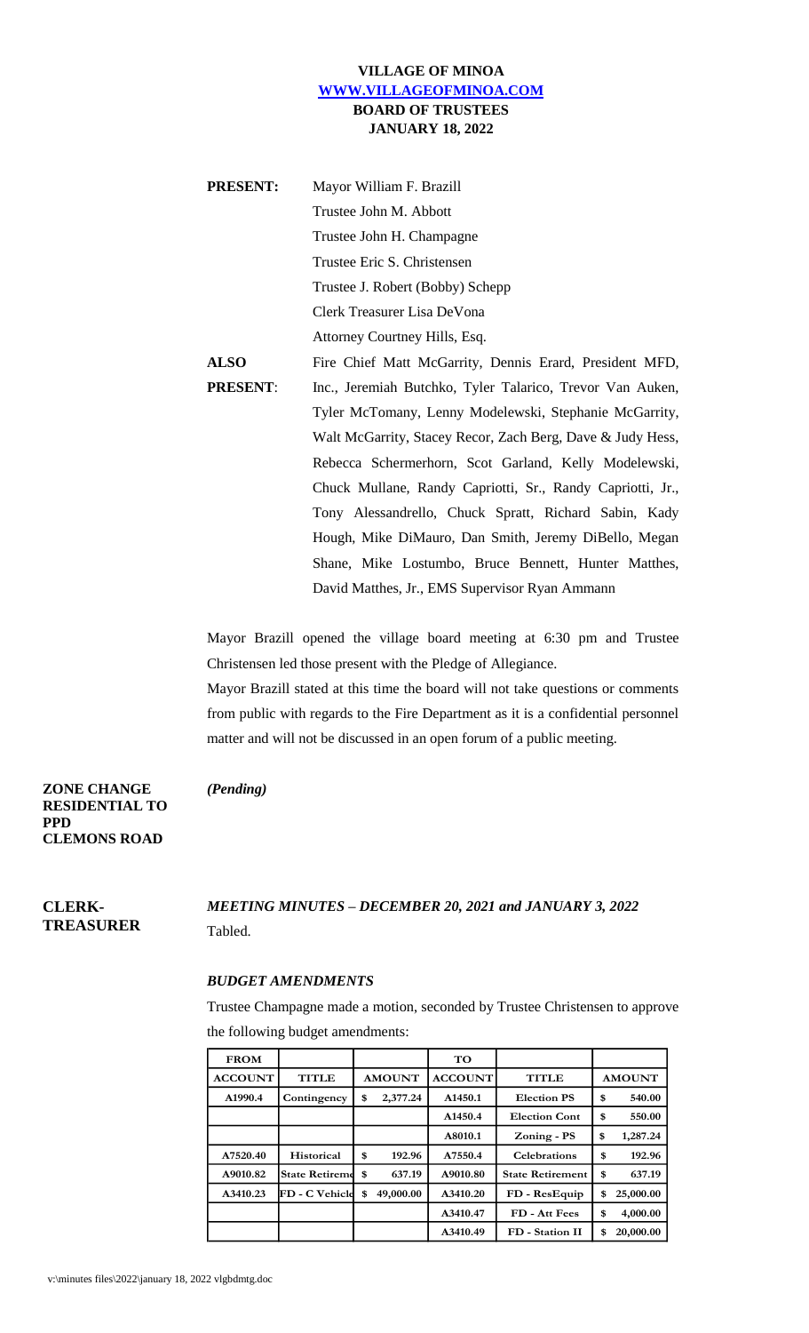# VILLAGE OF MINOA
**WWW.VILLAGEOFMINOA.COM**
## BOARD OF TRUSTEES
## JANUARY 18, 2022

**PRESENT:** Mayor William F. Brazill
Trustee John M. Abbott
Trustee John H. Champagne
Trustee Eric S. Christensen
Trustee J. Robert (Bobby) Schepp
Clerk Treasurer Lisa DeVona
Attorney Courtney Hills, Esq.

**ALSO PRESENT**: Fire Chief Matt McGarrity, Dennis Erard, President MFD, Inc., Jeremiah Butchko, Tyler Talarico, Trevor Van Auken, Tyler McTomany, Lenny Modelewski, Stephanie McGarrity, Walt McGarrity, Stacey Recor, Zach Berg, Dave & Judy Hess, Rebecca Schermerhorn, Scot Garland, Kelly Modelewski, Chuck Mullane, Randy Capriotti, Sr., Randy Capriotti, Jr., Tony Alessandrello, Chuck Spratt, Richard Sabin, Kady Hough, Mike DiMauro, Dan Smith, Jeremy DiBello, Megan Shane, Mike Lostumbo, Bruce Bennett, Hunter Matthes, David Matthes, Jr., EMS Supervisor Ryan Ammann

Mayor Brazill opened the village board meeting at 6:30 pm and Trustee Christensen led those present with the Pledge of Allegiance.

Mayor Brazill stated at this time the board will not take questions or comments from public with regards to the Fire Department as it is a confidential personnel matter and will not be discussed in an open forum of a public meeting.

**ZONE CHANGE RESIDENTIAL TO PPD CLEMONS ROAD**

***(Pending)***

**CLERK-TREASURER**

***MEETING MINUTES – DECEMBER 20, 2021 and JANUARY 3, 2022***

Tabled.

***BUDGET AMENDMENTS***

Trustee Champagne made a motion, seconded by Trustee Christensen to approve the following budget amendments:

| FROM ACCOUNT | TITLE | AMOUNT | TO ACCOUNT | TITLE | AMOUNT |
|---|---|---|---|---|---|
| A1990.4 | Contingency | $ 2,377.24 | A1450.1 | Election PS | $ 540.00 |
| | | | A1450.4 | Election Cont | $ 550.00 |
| | | | A8010.1 | Zoning - PS | $ 1,287.24 |
| A7520.40 | Historical | $ 192.96 | A7550.4 | Celebrations | $ 192.96 |
| A9010.82 | State Retireme | $ 637.19 | A9010.80 | State Retirement | $ 637.19 |
| A3410.23 | FD - C Vehicle | $ 49,000.00 | A3410.20 | FD - ResEquip | $ 25,000.00 |
| | | | A3410.47 | FD - Att Fees | $ 4,000.00 |
| | | | A3410.49 | FD - Station II | $ 20,000.00 |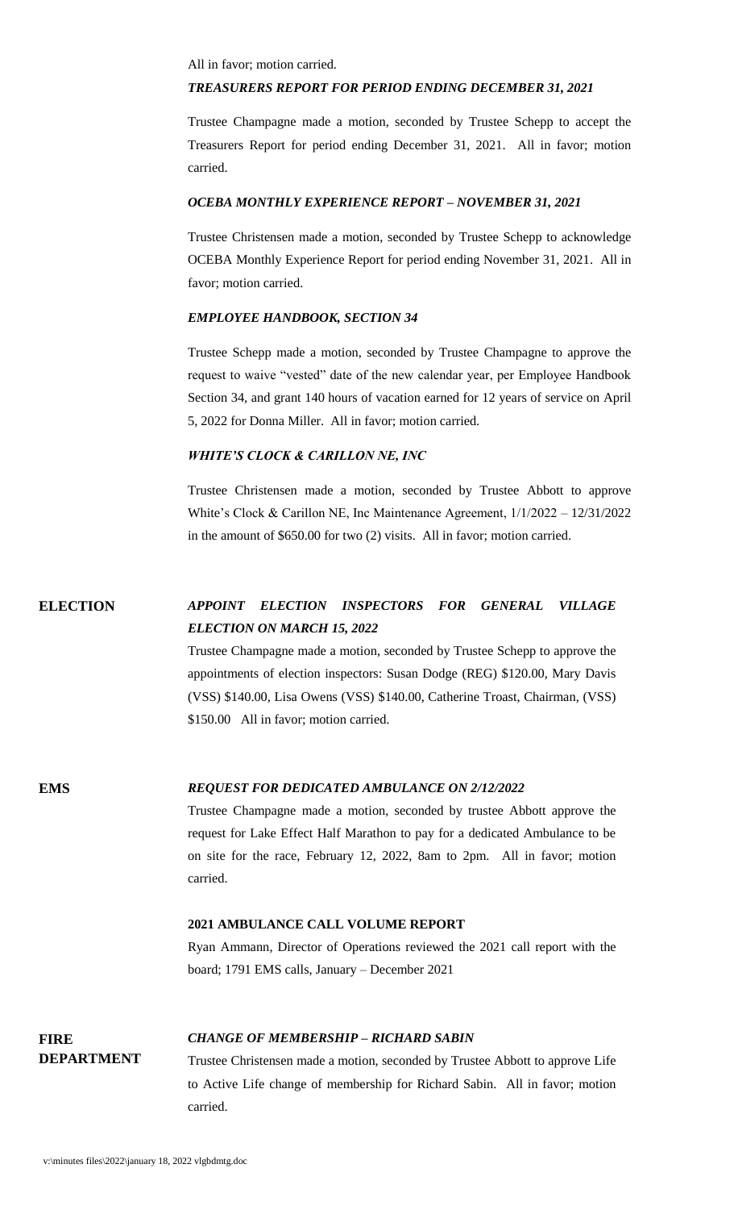All in favor; motion carried.

***TREASURERS REPORT FOR PERIOD ENDING DECEMBER 31, 2021***

Trustee Champagne made a motion, seconded by Trustee Schepp to accept the Treasurers Report for period ending December 31, 2021. All in favor; motion carried.

***OCEBA MONTHLY EXPERIENCE REPORT – NOVEMBER 31, 2021***

Trustee Christensen made a motion, seconded by Trustee Schepp to acknowledge OCEBA Monthly Experience Report for period ending November 31, 2021. All in favor; motion carried.

***EMPLOYEE HANDBOOK, SECTION 34***

Trustee Schepp made a motion, seconded by Trustee Champagne to approve the request to waive "vested" date of the new calendar year, per Employee Handbook Section 34, and grant 140 hours of vacation earned for 12 years of service on April 5, 2022 for Donna Miller. All in favor; motion carried.

***WHITE'S CLOCK & CARILLON NE, INC***

Trustee Christensen made a motion, seconded by Trustee Abbott to approve White's Clock & Carillon NE, Inc Maintenance Agreement, 1/1/2022 – 12/31/2022 in the amount of $650.00 for two (2) visits. All in favor; motion carried.

## ELECTION

***APPOINT ELECTION INSPECTORS FOR GENERAL VILLAGE ELECTION ON MARCH 15, 2022***

Trustee Champagne made a motion, seconded by Trustee Schepp to approve the appointments of election inspectors: Susan Dodge (REG) $120.00, Mary Davis (VSS) $140.00, Lisa Owens (VSS) $140.00, Catherine Troast, Chairman, (VSS) $150.00 All in favor; motion carried.

## EMS

***REQUEST FOR DEDICATED AMBULANCE ON 2/12/2022***

Trustee Champagne made a motion, seconded by trustee Abbott approve the request for Lake Effect Half Marathon to pay for a dedicated Ambulance to be on site for the race, February 12, 2022, 8am to 2pm. All in favor; motion carried.

**2021 AMBULANCE CALL VOLUME REPORT**

Ryan Ammann, Director of Operations reviewed the 2021 call report with the board; 1791 EMS calls, January – December 2021

## FIRE DEPARTMENT

***CHANGE OF MEMBERSHIP – RICHARD SABIN***

Trustee Christensen made a motion, seconded by Trustee Abbott to approve Life to Active Life change of membership for Richard Sabin. All in favor; motion carried.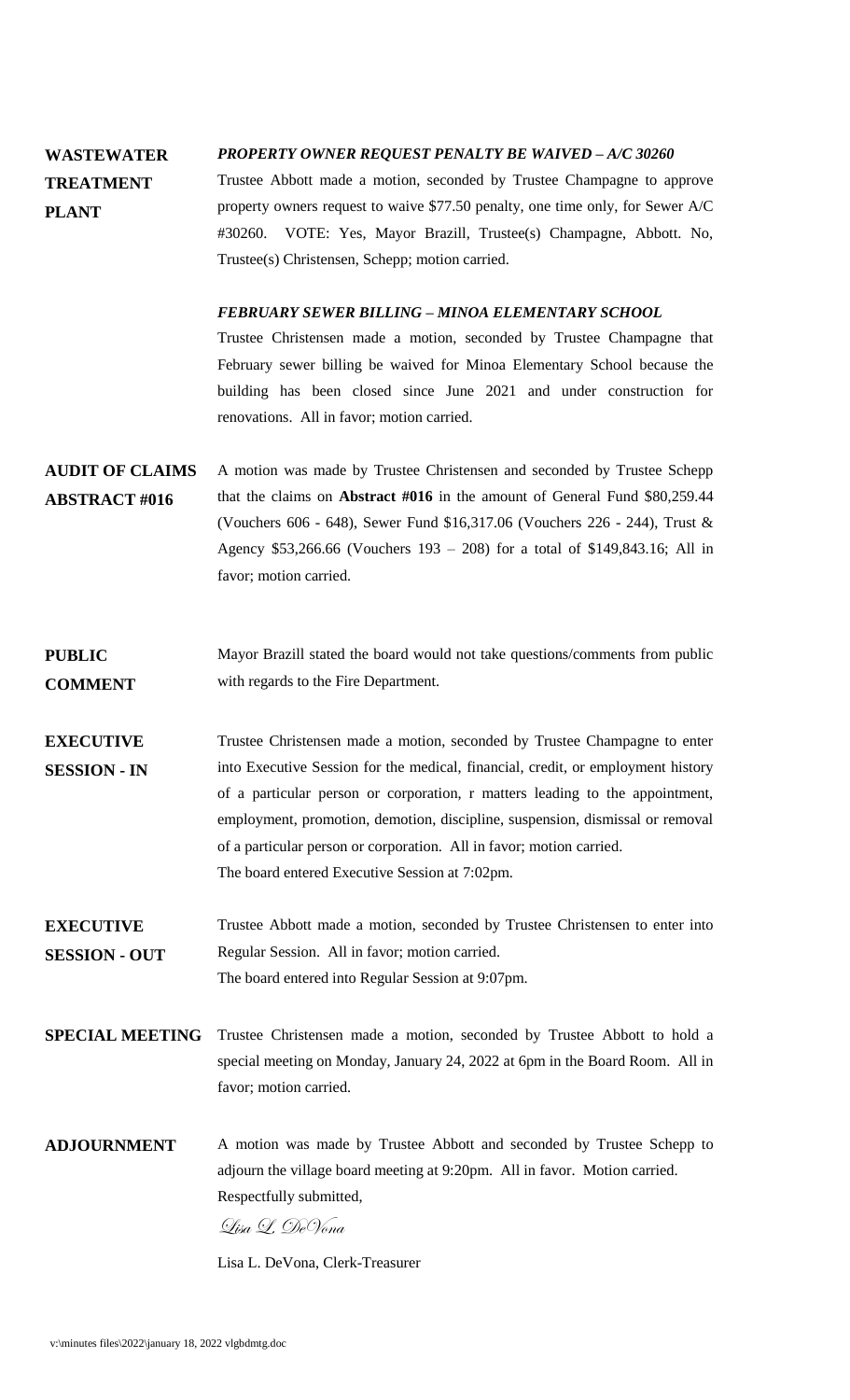**WASTEWATER TREATMENT PLANT**

***PROPERTY OWNER REQUEST PENALTY BE WAIVED – A/C 30260***

Trustee Abbott made a motion, seconded by Trustee Champagne to approve property owners request to waive $77.50 penalty, one time only, for Sewer A/C #30260. VOTE: Yes, Mayor Brazill, Trustee(s) Champagne, Abbott. No, Trustee(s) Christensen, Schepp; motion carried.

***FEBRUARY SEWER BILLING – MINOA ELEMENTARY SCHOOL***

Trustee Christensen made a motion, seconded by Trustee Champagne that February sewer billing be waived for Minoa Elementary School because the building has been closed since June 2021 and under construction for renovations. All in favor; motion carried.

**AUDIT OF CLAIMS ABSTRACT #016**

A motion was made by Trustee Christensen and seconded by Trustee Schepp that the claims on **Abstract #016** in the amount of General Fund $80,259.44 (Vouchers 606 - 648), Sewer Fund $16,317.06 (Vouchers 226 - 244), Trust & Agency $53,266.66 (Vouchers 193 – 208) for a total of $149,843.16; All in favor; motion carried.

**PUBLIC COMMENT**

Mayor Brazill stated the board would not take questions/comments from public with regards to the Fire Department.

**EXECUTIVE SESSION - IN**

Trustee Christensen made a motion, seconded by Trustee Champagne to enter into Executive Session for the medical, financial, credit, or employment history of a particular person or corporation, r matters leading to the appointment, employment, promotion, demotion, discipline, suspension, dismissal or removal of a particular person or corporation. All in favor; motion carried.
The board entered Executive Session at 7:02pm.

**EXECUTIVE SESSION - OUT**

Trustee Abbott made a motion, seconded by Trustee Christensen to enter into Regular Session. All in favor; motion carried.
The board entered into Regular Session at 9:07pm.

**SPECIAL MEETING**

Trustee Christensen made a motion, seconded by Trustee Abbott to hold a special meeting on Monday, January 24, 2022 at 6pm in the Board Room. All in favor; motion carried.

**ADJOURNMENT**

A motion was made by Trustee Abbott and seconded by Trustee Schepp to adjourn the village board meeting at 9:20pm. All in favor. Motion carried.
Respectfully submitted,

*Lisa L. DeVona*

Lisa L. DeVona, Clerk-Treasurer

v:\minutes files\2022\january 18, 2022 vlgbdmtg.doc